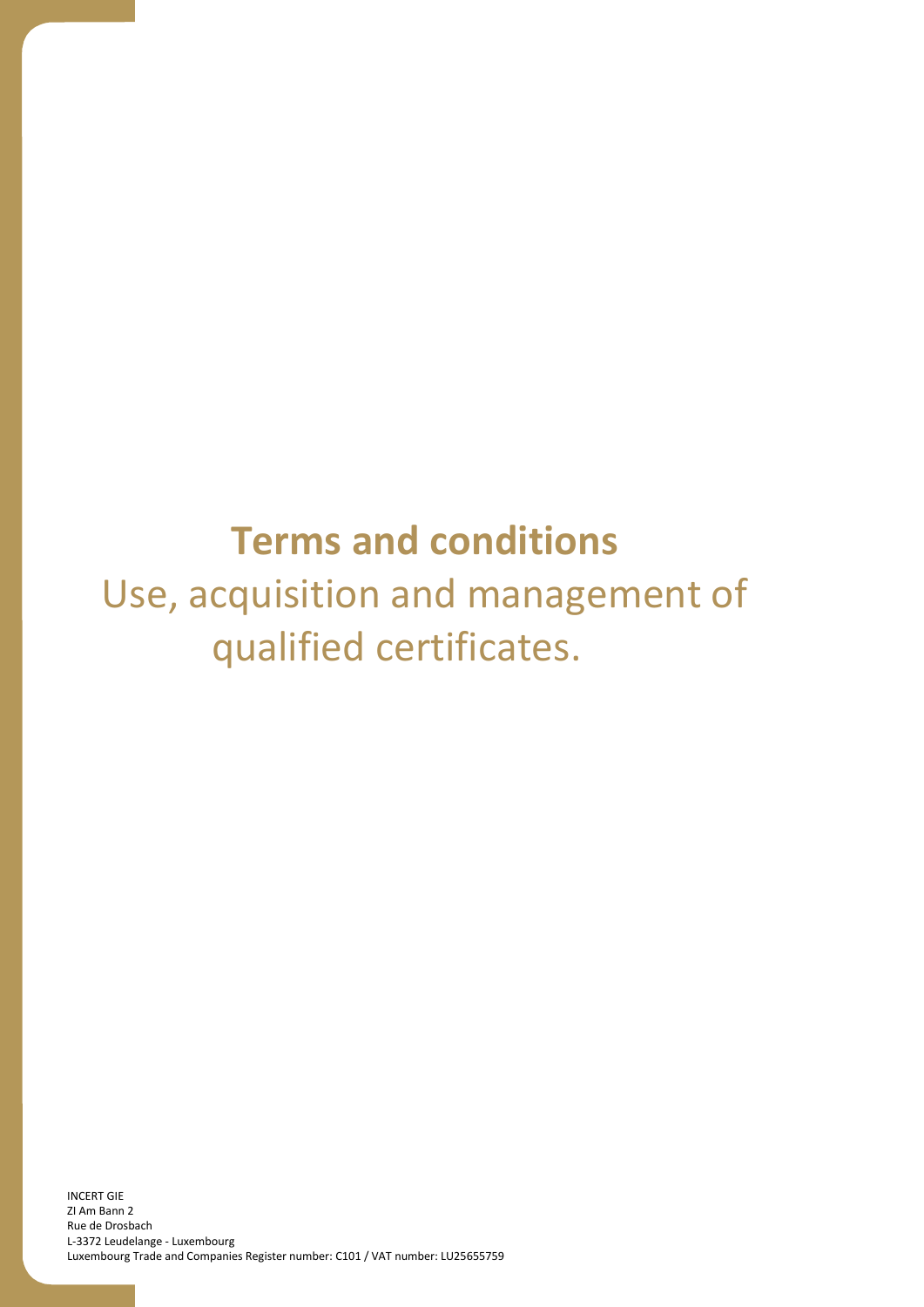# Terms and conditions

## Use, acquisition and management of qualified certificates.

INCERT GIE
ZI Am Bann 2
Rue de Drosbach
L-3372 Leudelange - Luxembourg
Luxembourg Trade and Companies Register number: C101 / VAT number: LU25655759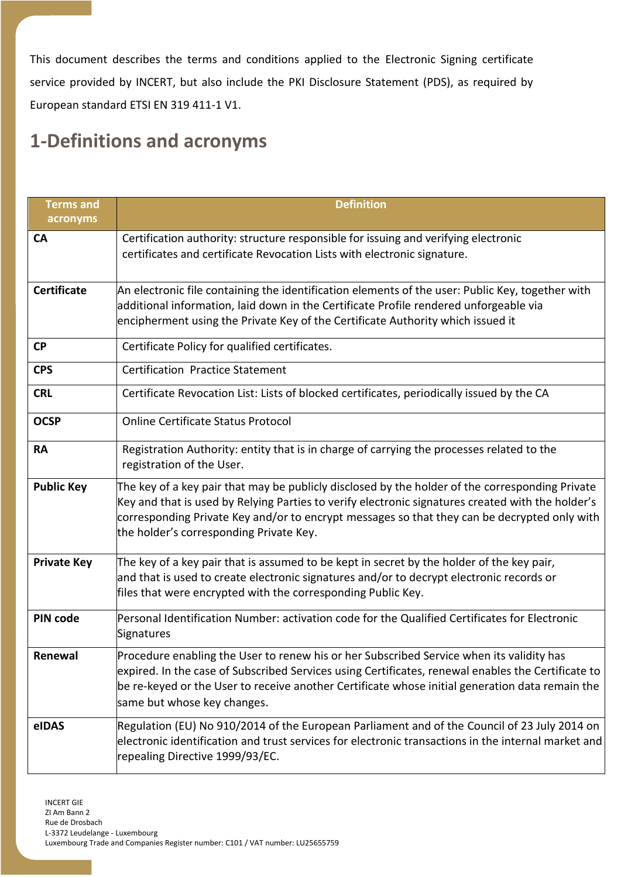This document describes the terms and conditions applied to the Electronic Signing certificate service provided by INCERT, but also include the PKI Disclosure Statement (PDS), as required by European standard ETSI EN 319 411-1 V1.

## 1-Definitions and acronyms

| Terms and acronyms | Definition |
|---|---|
| **CA** | Certification authority: structure responsible for issuing and verifying electronic certificates and certificate Revocation Lists with electronic signature. |
| **Certificate** | An electronic file containing the identification elements of the user: Public Key, together with additional information, laid down in the Certificate Profile rendered unforgeable via encipherment using the Private Key of the Certificate Authority which issued it |
| **CP** | Certificate Policy for qualified certificates. |
| **CPS** | Certification Practice Statement |
| **CRL** | Certificate Revocation List: Lists of blocked certificates, periodically issued by the CA |
| **OCSP** | Online Certificate Status Protocol |
| **RA** | Registration Authority: entity that is in charge of carrying the processes related to the registration of the User. |
| **Public Key** | The key of a key pair that may be publicly disclosed by the holder of the corresponding Private Key and that is used by Relying Parties to verify electronic signatures created with the holder's corresponding Private Key and/or to encrypt messages so that they can be decrypted only with the holder's corresponding Private Key. |
| **Private Key** | The key of a key pair that is assumed to be kept in secret by the holder of the key pair, and that is used to create electronic signatures and/or to decrypt electronic records or files that were encrypted with the corresponding Public Key. |
| **PIN code** | Personal Identification Number: activation code for the Qualified Certificates for Electronic Signatures |
| **Renewal** | Procedure enabling the User to renew his or her Subscribed Service when its validity has expired. In the case of Subscribed Services using Certificates, renewal enables the Certificate to be re-keyed or the User to receive another Certificate whose initial generation data remain the same but whose key changes. |
| **eIDAS** | Regulation (EU) No 910/2014 of the European Parliament and of the Council of 23 July 2014 on electronic identification and trust services for electronic transactions in the internal market and repealing Directive 1999/93/EC. |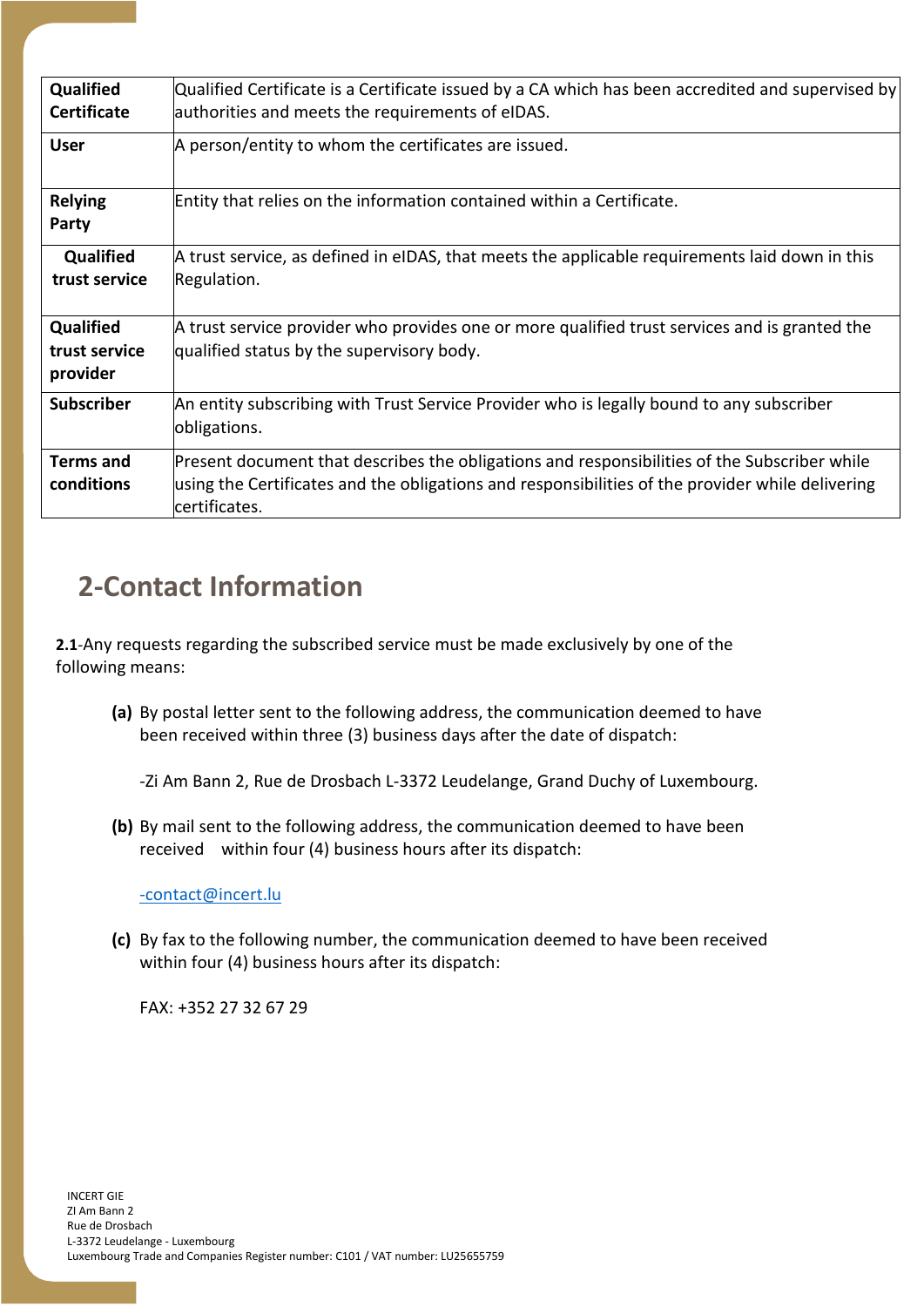| | |
|---|---|
| **Qualified Certificate** | Qualified Certificate is a Certificate issued by a CA which has been accredited and supervised by authorities and meets the requirements of eIDAS. |
| **User** | A person/entity to whom the certificates are issued. |
| **Relying Party** | Entity that relies on the information contained within a Certificate. |
| **Qualified trust service** | A trust service, as defined in eIDAS, that meets the applicable requirements laid down in this Regulation. |
| **Qualified trust service provider** | A trust service provider who provides one or more qualified trust services and is granted the qualified status by the supervisory body. |
| **Subscriber** | An entity subscribing with Trust Service Provider who is legally bound to any subscriber obligations. |
| **Terms and conditions** | Present document that describes the obligations and responsibilities of the Subscriber while using the Certificates and the obligations and responsibilities of the provider while delivering certificates. |

## 2-Contact Information

**2.1**-Any requests regarding the subscribed service must be made exclusively by one of the following means:

**(a)** By postal letter sent to the following address, the communication deemed to have been received within three (3) business days after the date of dispatch:

-Zi Am Bann 2, Rue de Drosbach L-3372 Leudelange, Grand Duchy of Luxembourg.

**(b)** By mail sent to the following address, the communication deemed to have been received within four (4) business hours after its dispatch:

-contact@incert.lu

**(c)** By fax to the following number, the communication deemed to have been received within four (4) business hours after its dispatch:

FAX: +352 27 32 67 29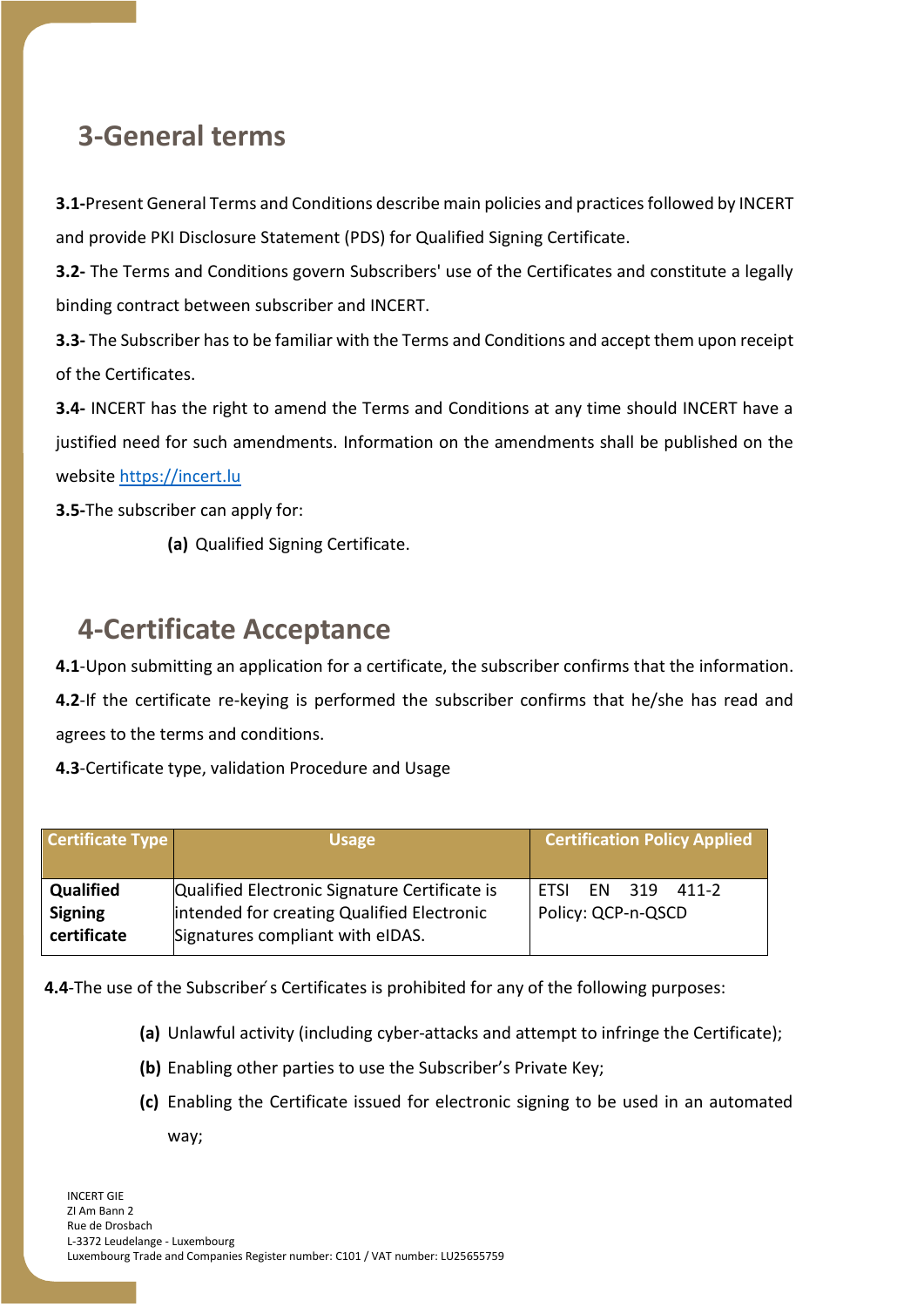# 3-General terms

**3.1-**Present General Terms and Conditions describe main policies and practices followed by INCERT and provide PKI Disclosure Statement (PDS) for Qualified Signing Certificate.

**3.2-** The Terms and Conditions govern Subscribers' use of the Certificates and constitute a legally binding contract between subscriber and INCERT.

**3.3-** The Subscriber has to be familiar with the Terms and Conditions and accept them upon receipt of the Certificates.

**3.4-** INCERT has the right to amend the Terms and Conditions at any time should INCERT have a justified need for such amendments. Information on the amendments shall be published on the website https://incert.lu

**3.5-**The subscriber can apply for:

**(a)** Qualified Signing Certificate.

# 4-Certificate Acceptance

**4.1**-Upon submitting an application for a certificate, the subscriber confirms that the information.

**4.2**-If the certificate re-keying is performed the subscriber confirms that he/she has read and agrees to the terms and conditions.

**4.3**-Certificate type, validation Procedure and Usage

| Certificate Type | Usage | Certification Policy Applied |
|---|---|---|
| **Qualified Signing certificate** | Qualified Electronic Signature Certificate is intended for creating Qualified Electronic Signatures compliant with eIDAS. | ETSI EN 319 411-2 Policy: QCP-n-QSCD |

**4.4**-The use of the Subscriber ́s Certificates is prohibited for any of the following purposes:

**(a)** Unlawful activity (including cyber-attacks and attempt to infringe the Certificate);

**(b)** Enabling other parties to use the Subscriber's Private Key;

**(c)** Enabling the Certificate issued for electronic signing to be used in an automated way;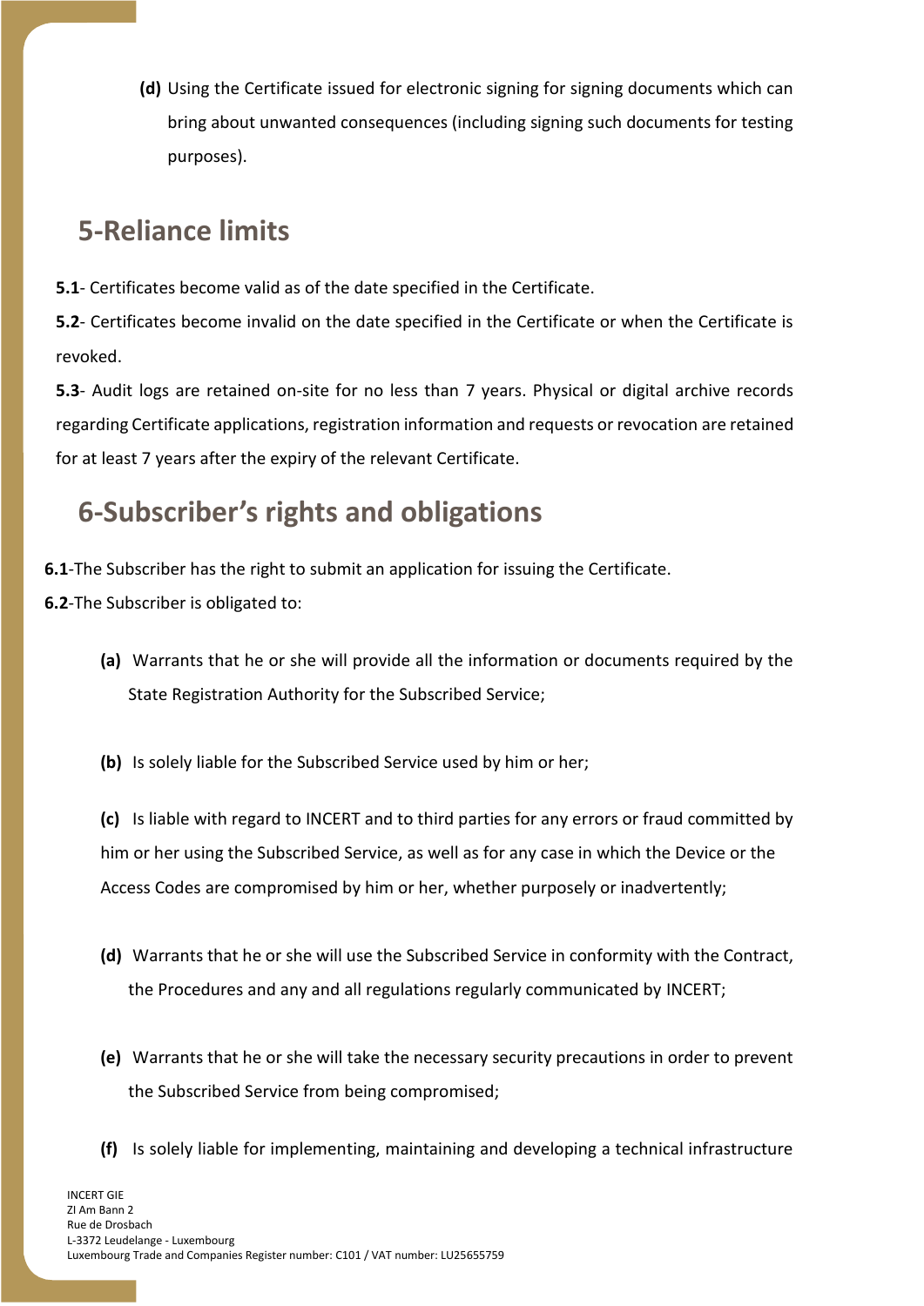(d) Using the Certificate issued for electronic signing for signing documents which can bring about unwanted consequences (including signing such documents for testing purposes).

## 5-Reliance limits

**5.1**- Certificates become valid as of the date specified in the Certificate.

**5.2**- Certificates become invalid on the date specified in the Certificate or when the Certificate is revoked.

**5.3**- Audit logs are retained on-site for no less than 7 years. Physical or digital archive records regarding Certificate applications, registration information and requests or revocation are retained for at least 7 years after the expiry of the relevant Certificate.

## 6-Subscriber's rights and obligations

**6.1**-The Subscriber has the right to submit an application for issuing the Certificate.

**6.2**-The Subscriber is obligated to:

**(a)** Warrants that he or she will provide all the information or documents required by the State Registration Authority for the Subscribed Service;

**(b)** Is solely liable for the Subscribed Service used by him or her;

**(c)** Is liable with regard to INCERT and to third parties for any errors or fraud committed by him or her using the Subscribed Service, as well as for any case in which the Device or the Access Codes are compromised by him or her, whether purposely or inadvertently;

**(d)** Warrants that he or she will use the Subscribed Service in conformity with the Contract, the Procedures and any and all regulations regularly communicated by INCERT;

**(e)** Warrants that he or she will take the necessary security precautions in order to prevent the Subscribed Service from being compromised;

**(f)** Is solely liable for implementing, maintaining and developing a technical infrastructure

INCERT GIE
ZI Am Bann 2
Rue de Drosbach
L-3372 Leudelange - Luxembourg
Luxembourg Trade and Companies Register number: C101 / VAT number: LU25655759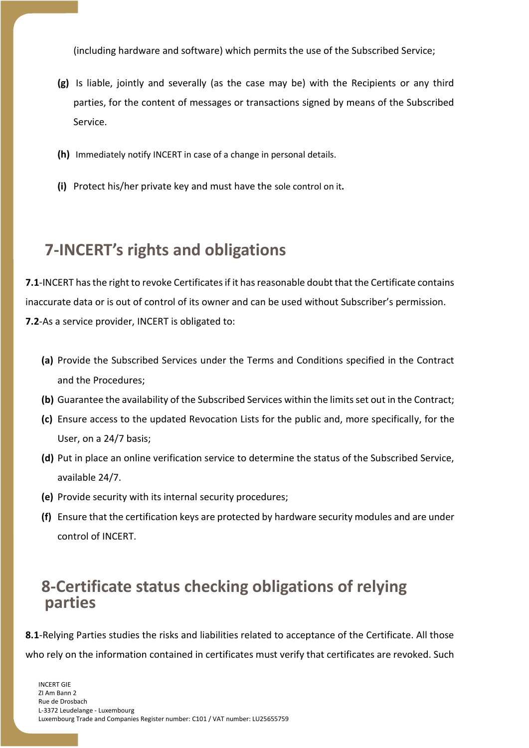(including hardware and software) which permits the use of the Subscribed Service;

(g) Is liable, jointly and severally (as the case may be) with the Recipients or any third parties, for the content of messages or transactions signed by means of the Subscribed Service.

(h) Immediately notify INCERT in case of a change in personal details.

(i) Protect his/her private key and must have the sole control on it.

## 7-INCERT's rights and obligations

**7.1**-INCERT has the right to revoke Certificates if it has reasonable doubt that the Certificate contains inaccurate data or is out of control of its owner and can be used without Subscriber's permission.

**7.2**-As a service provider, INCERT is obligated to:

**(a)** Provide the Subscribed Services under the Terms and Conditions specified in the Contract and the Procedures;

**(b)** Guarantee the availability of the Subscribed Services within the limits set out in the Contract;

**(c)** Ensure access to the updated Revocation Lists for the public and, more specifically, for the User, on a 24/7 basis;

**(d)** Put in place an online verification service to determine the status of the Subscribed Service, available 24/7.

**(e)** Provide security with its internal security procedures;

**(f)** Ensure that the certification keys are protected by hardware security modules and are under control of INCERT.

## 8-Certificate status checking obligations of relying parties

**8.1**-Relying Parties studies the risks and liabilities related to acceptance of the Certificate. All those who rely on the information contained in certificates must verify that certificates are revoked. Such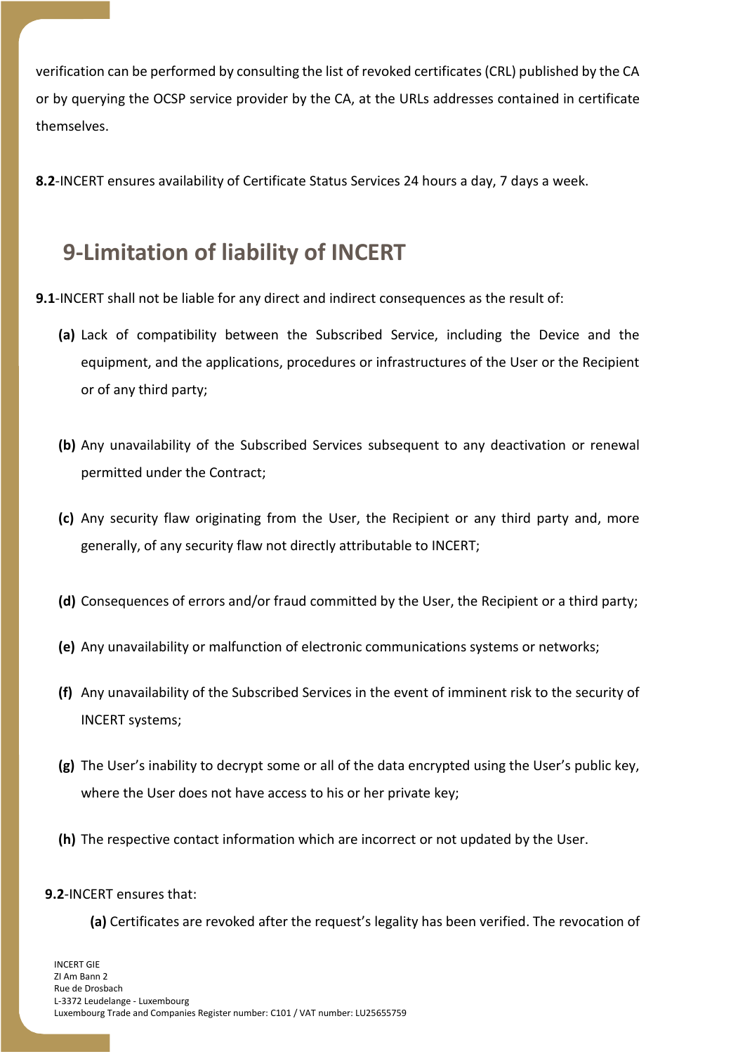verification can be performed by consulting the list of revoked certificates (CRL) published by the CA or by querying the OCSP service provider by the CA, at the URLs addresses contained in certificate themselves.

**8.2**-INCERT ensures availability of Certificate Status Services 24 hours a day, 7 days a week.

## 9-Limitation of liability of INCERT

**9.1**-INCERT shall not be liable for any direct and indirect consequences as the result of:

**(a)** Lack of compatibility between the Subscribed Service, including the Device and the equipment, and the applications, procedures or infrastructures of the User or the Recipient or of any third party;

**(b)** Any unavailability of the Subscribed Services subsequent to any deactivation or renewal permitted under the Contract;

**(c)** Any security flaw originating from the User, the Recipient or any third party and, more generally, of any security flaw not directly attributable to INCERT;

**(d)** Consequences of errors and/or fraud committed by the User, the Recipient or a third party;

**(e)** Any unavailability or malfunction of electronic communications systems or networks;

**(f)** Any unavailability of the Subscribed Services in the event of imminent risk to the security of INCERT systems;

**(g)** The User's inability to decrypt some or all of the data encrypted using the User's public key, where the User does not have access to his or her private key;

**(h)** The respective contact information which are incorrect or not updated by the User.

**9.2**-INCERT ensures that:

**(a)** Certificates are revoked after the request's legality has been verified. The revocation of

INCERT GIE
ZI Am Bann 2
Rue de Drosbach
L-3372 Leudelange - Luxembourg
Luxembourg Trade and Companies Register number: C101 / VAT number: LU25655759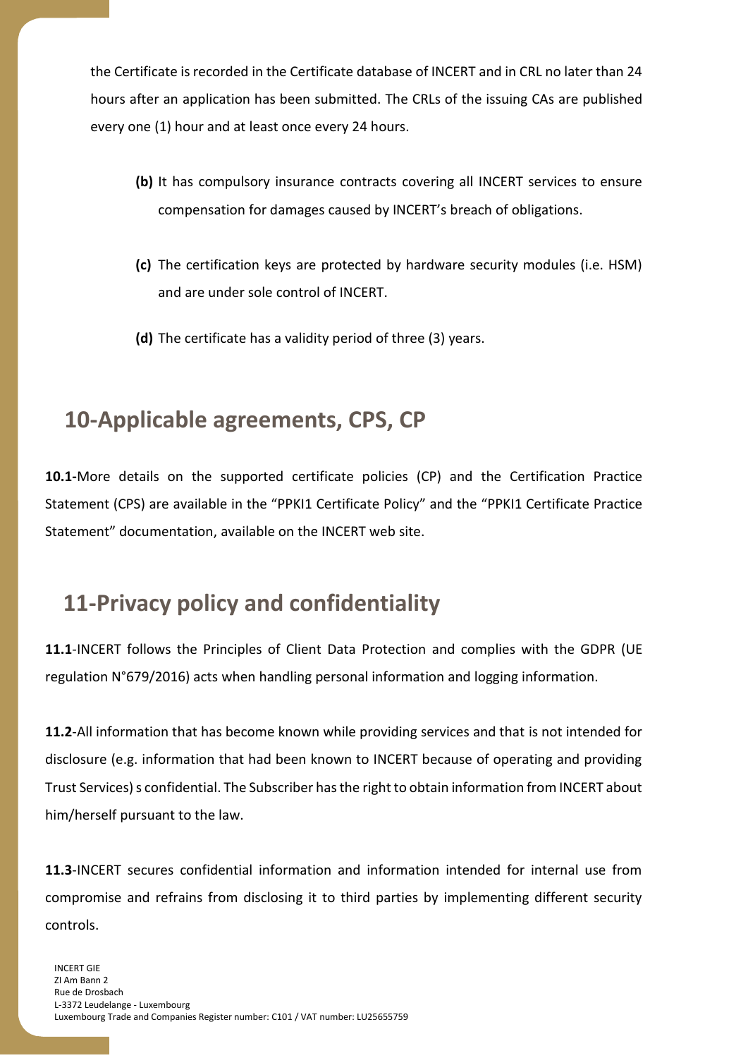the Certificate is recorded in the Certificate database of INCERT and in CRL no later than 24 hours after an application has been submitted. The CRLs of the issuing CAs are published every one (1) hour and at least once every 24 hours.

**(b)** It has compulsory insurance contracts covering all INCERT services to ensure compensation for damages caused by INCERT's breach of obligations.

**(c)** The certification keys are protected by hardware security modules (i.e. HSM) and are under sole control of INCERT.

**(d)** The certificate has a validity period of three (3) years.

## 10-Applicable agreements, CPS, CP

**10.1-**More details on the supported certificate policies (CP) and the Certification Practice Statement (CPS) are available in the "PPKI1 Certificate Policy" and the "PPKI1 Certificate Practice Statement" documentation, available on the INCERT web site.

## 11-Privacy policy and confidentiality

**11.1**-INCERT follows the Principles of Client Data Protection and complies with the GDPR (UE regulation N°679/2016) acts when handling personal information and logging information.

**11.2**-All information that has become known while providing services and that is not intended for disclosure (e.g. information that had been known to INCERT because of operating and providing Trust Services) s confidential. The Subscriber has the right to obtain information from INCERT about him/herself pursuant to the law.

**11.3**-INCERT secures confidential information and information intended for internal use from compromise and refrains from disclosing it to third parties by implementing different security controls.

INCERT GIE
ZI Am Bann 2
Rue de Drosbach
L-3372 Leudelange - Luxembourg
Luxembourg Trade and Companies Register number: C101 / VAT number: LU25655759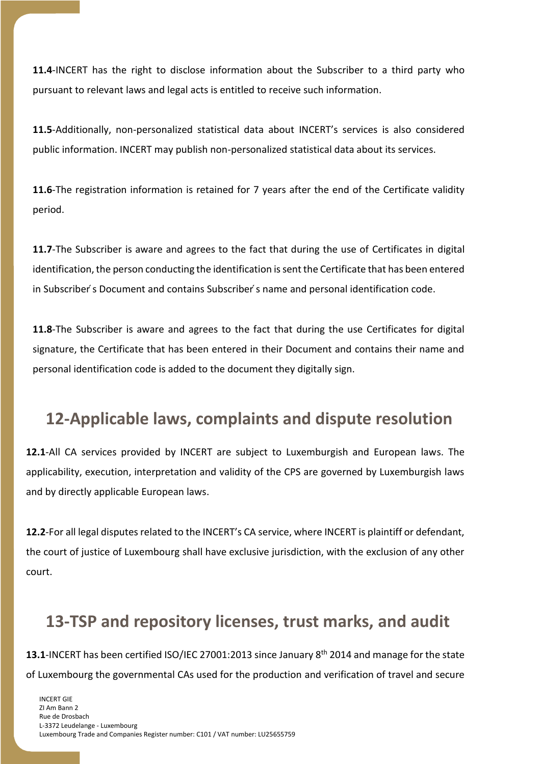**11.4**-INCERT has the right to disclose information about the Subscriber to a third party who pursuant to relevant laws and legal acts is entitled to receive such information.

**11.5**-Additionally, non-personalized statistical data about INCERT's services is also considered public information. INCERT may publish non-personalized statistical data about its services.

**11.6**-The registration information is retained for 7 years after the end of the Certificate validity period.

**11.7**-The Subscriber is aware and agrees to the fact that during the use of Certificates in digital identification, the person conducting the identification is sent the Certificate that has been entered in Subscriber ́s Document and contains Subscriber ́s name and personal identification code.

**11.8**-The Subscriber is aware and agrees to the fact that during the use Certificates for digital signature, the Certificate that has been entered in their Document and contains their name and personal identification code is added to the document they digitally sign.

## 12-Applicable laws, complaints and dispute resolution

**12.1**-All CA services provided by INCERT are subject to Luxemburgish and European laws. The applicability, execution, interpretation and validity of the CPS are governed by Luxemburgish laws and by directly applicable European laws.

**12.2**-For all legal disputes related to the INCERT's CA service, where INCERT is plaintiff or defendant, the court of justice of Luxembourg shall have exclusive jurisdiction, with the exclusion of any other court.

## 13-TSP and repository licenses, trust marks, and audit

**13.1**-INCERT has been certified ISO/IEC 27001:2013 since January 8th 2014 and manage for the state of Luxembourg the governmental CAs used for the production and verification of travel and secure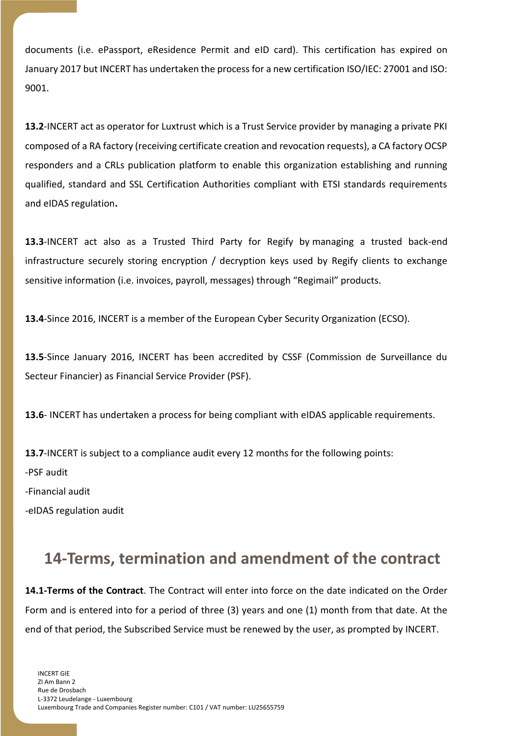documents (i.e. ePassport, eResidence Permit and eID card). This certification has expired on January 2017 but INCERT has undertaken the process for a new certification ISO/IEC: 27001 and ISO: 9001.

**13.2**-INCERT act as operator for Luxtrust which is a Trust Service provider by managing a private PKI composed of a RA factory (receiving certificate creation and revocation requests), a CA factory OCSP responders and a CRLs publication platform to enable this organization establishing and running qualified, standard and SSL Certification Authorities compliant with ETSI standards requirements and eIDAS regulation**.**

**13.3**-INCERT act also as a Trusted Third Party for Regify by managing a trusted back-end infrastructure securely storing encryption / decryption keys used by Regify clients to exchange sensitive information (i.e. invoices, payroll, messages) through "Regimail" products.

**13.4**-Since 2016, INCERT is a member of the European Cyber Security Organization (ECSO).

**13.5**-Since January 2016, INCERT has been accredited by CSSF (Commission de Surveillance du Secteur Financier) as Financial Service Provider (PSF).

**13.6**- INCERT has undertaken a process for being compliant with eIDAS applicable requirements.

**13.7**-INCERT is subject to a compliance audit every 12 months for the following points:

-PSF audit

-Financial audit

-eIDAS regulation audit

## 14-Terms, termination and amendment of the contract

**14.1-Terms of the Contract**. The Contract will enter into force on the date indicated on the Order Form and is entered into for a period of three (3) years and one (1) month from that date. At the end of that period, the Subscribed Service must be renewed by the user, as prompted by INCERT.

INCERT GIE
ZI Am Bann 2
Rue de Drosbach
L-3372 Leudelange - Luxembourg
Luxembourg Trade and Companies Register number: C101 / VAT number: LU25655759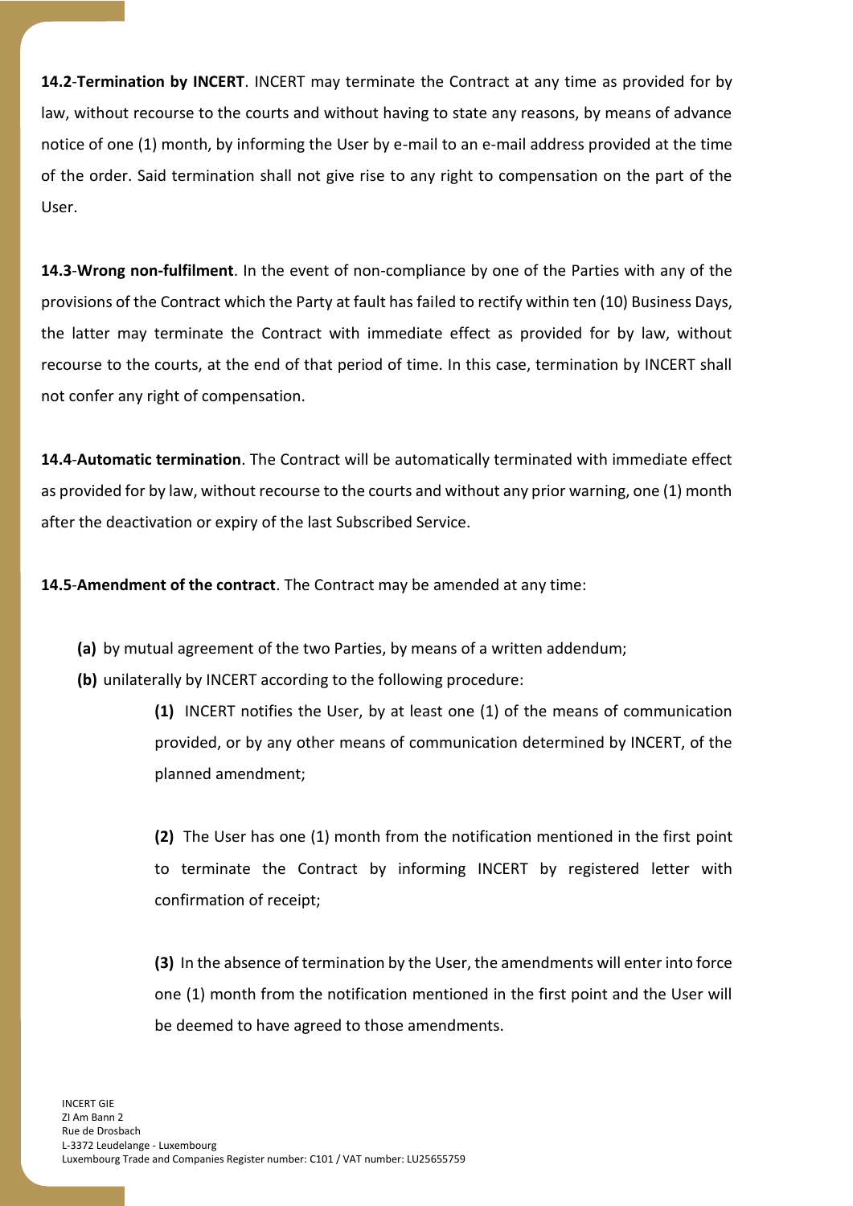**14.2**-**Termination by INCERT**. INCERT may terminate the Contract at any time as provided for by law, without recourse to the courts and without having to state any reasons, by means of advance notice of one (1) month, by informing the User by e-mail to an e-mail address provided at the time of the order. Said termination shall not give rise to any right to compensation on the part of the User.

**14.3**-**Wrong non-fulfilment**. In the event of non-compliance by one of the Parties with any of the provisions of the Contract which the Party at fault has failed to rectify within ten (10) Business Days, the latter may terminate the Contract with immediate effect as provided for by law, without recourse to the courts, at the end of that period of time. In this case, termination by INCERT shall not confer any right of compensation.

**14.4**-**Automatic termination**. The Contract will be automatically terminated with immediate effect as provided for by law, without recourse to the courts and without any prior warning, one (1) month after the deactivation or expiry of the last Subscribed Service.

**14.5**-**Amendment of the contract**. The Contract may be amended at any time:

- **(a)** by mutual agreement of the two Parties, by means of a written addendum;
- **(b)** unilaterally by INCERT according to the following procedure:
  - **(1)** INCERT notifies the User, by at least one (1) of the means of communication provided, or by any other means of communication determined by INCERT, of the planned amendment;
  - **(2)** The User has one (1) month from the notification mentioned in the first point to terminate the Contract by informing INCERT by registered letter with confirmation of receipt;
  - **(3)** In the absence of termination by the User, the amendments will enter into force one (1) month from the notification mentioned in the first point and the User will be deemed to have agreed to those amendments.

INCERT GIE
ZI Am Bann 2
Rue de Drosbach
L-3372 Leudelange - Luxembourg
Luxembourg Trade and Companies Register number: C101 / VAT number: LU25655759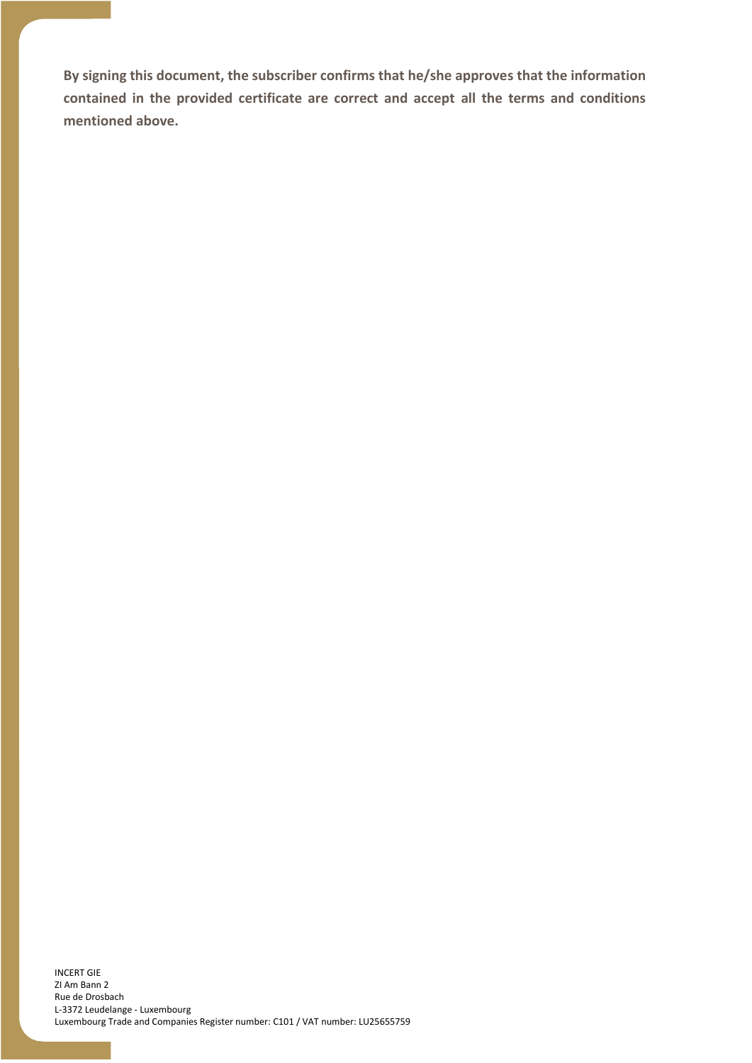**By signing this document, the subscriber confirms that he/she approves that the information contained in the provided certificate are correct and accept all the terms and conditions mentioned above.**

INCERT GIE
ZI Am Bann 2
Rue de Drosbach
L-3372 Leudelange - Luxembourg
Luxembourg Trade and Companies Register number: C101 / VAT number: LU25655759